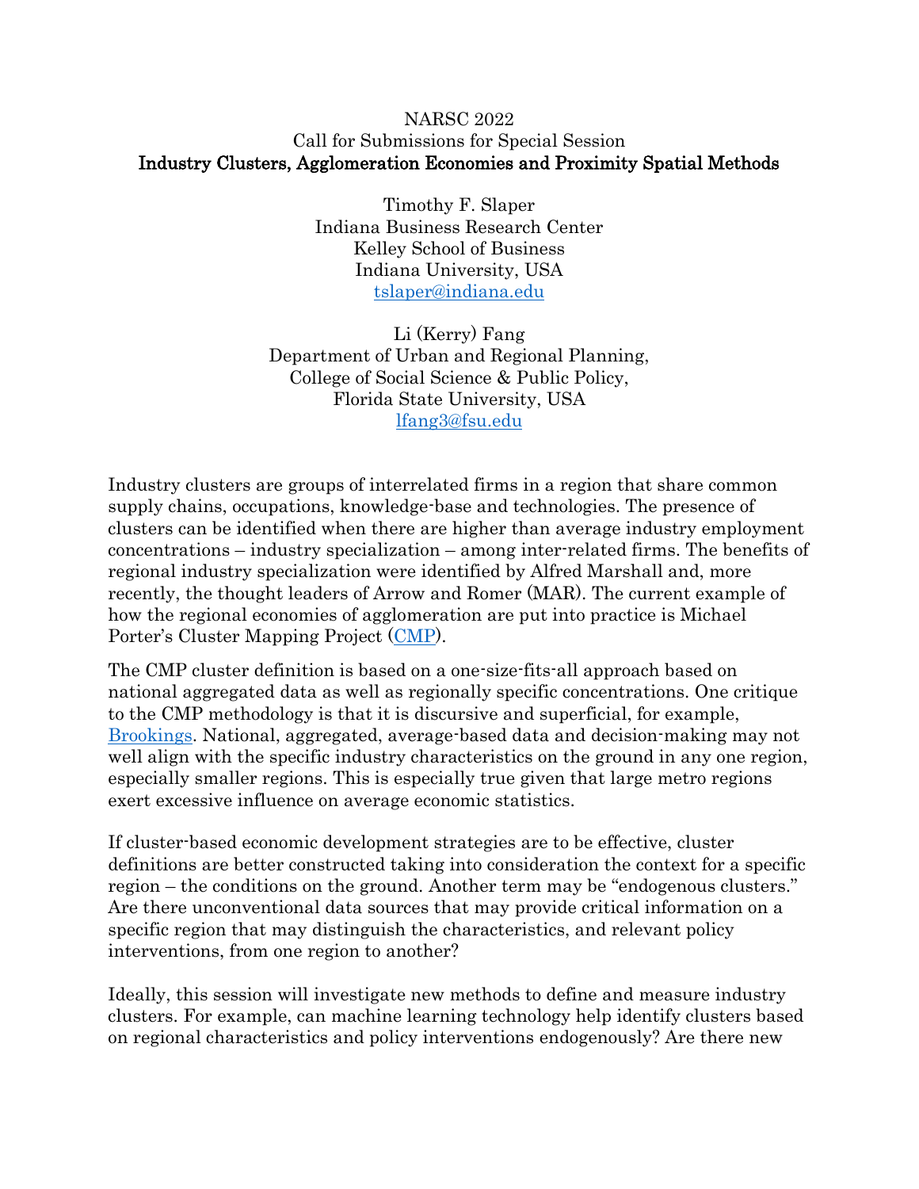NARSC 2022

Call for Submissions for Special Session

# Industry Clusters, Agglomeration Economies and Proximity Spatial Methods

Timothy F. Slaper  
Indiana Business Research Center  
Kelley School of Business  
Indiana University, USA  
[tslaper@indiana.edu](mailto:tslaper@indiana.edu)

Li (Kerry) Fang  
Department of Urban and Regional Planning,  
College of Social Science & Public Policy,  
Florida State University, USA  
[lfang3@fsu.edu](mailto:lfang3@fsu.edu)

Industry clusters are groups of interrelated firms in a region that share common supply chains, occupations, knowledge-base and technologies. The presence of clusters can be identified when there are higher than average industry employment concentrations – industry specialization – among inter-related firms. The benefits of regional industry specialization were identified by Alfred Marshall and, more recently, the thought leaders of Arrow and Romer (MAR). The current example of how the regional economies of agglomeration are put into practice is Michael Porter's Cluster Mapping Project (CMP).

The CMP cluster definition is based on a one-size-fits-all approach based on national aggregated data as well as regionally specific concentrations. One critique to the CMP methodology is that it is discursive and superficial, for example, Brookings. National, aggregated, average-based data and decision-making may not well align with the specific industry characteristics on the ground in any one region, especially smaller regions. This is especially true given that large metro regions exert excessive influence on average economic statistics.

If cluster-based economic development strategies are to be effective, cluster definitions are better constructed taking into consideration the context for a specific region – the conditions on the ground. Another term may be "endogenous clusters." Are there unconventional data sources that may provide critical information on a specific region that may distinguish the characteristics, and relevant policy interventions, from one region to another?

Ideally, this session will investigate new methods to define and measure industry clusters. For example, can machine learning technology help identify clusters based on regional characteristics and policy interventions endogenously? Are there new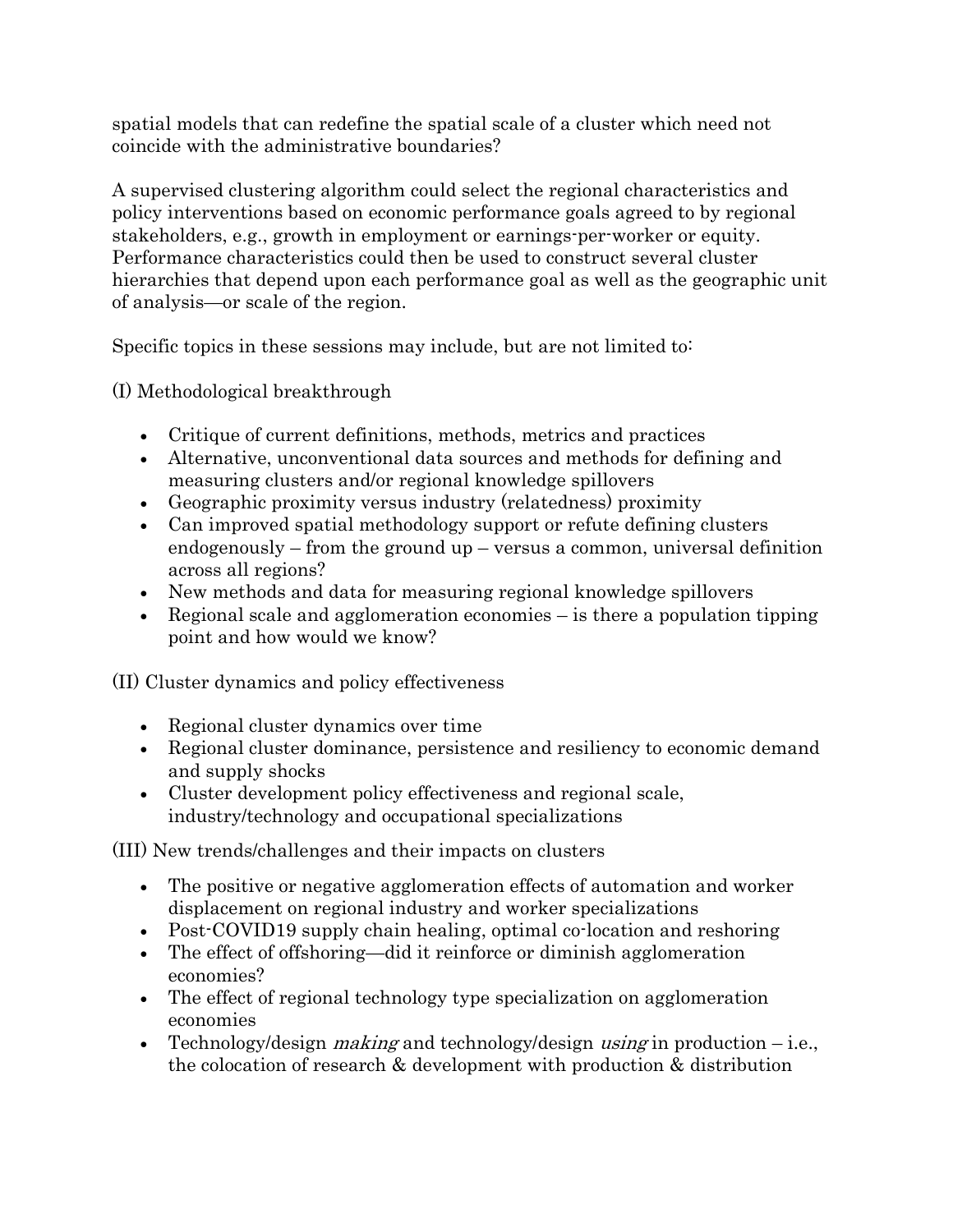spatial models that can redefine the spatial scale of a cluster which need not coincide with the administrative boundaries?

A supervised clustering algorithm could select the regional characteristics and policy interventions based on economic performance goals agreed to by regional stakeholders, e.g., growth in employment or earnings-per-worker or equity. Performance characteristics could then be used to construct several cluster hierarchies that depend upon each performance goal as well as the geographic unit of analysis—or scale of the region.

Specific topics in these sessions may include, but are not limited to:

(I) Methodological breakthrough

- Critique of current definitions, methods, metrics and practices
- Alternative, unconventional data sources and methods for defining and measuring clusters and/or regional knowledge spillovers
- Geographic proximity versus industry (relatedness) proximity
- Can improved spatial methodology support or refute defining clusters endogenously – from the ground up – versus a common, universal definition across all regions?
- New methods and data for measuring regional knowledge spillovers
- Regional scale and agglomeration economies – is there a population tipping point and how would we know?

(II) Cluster dynamics and policy effectiveness

- Regional cluster dynamics over time
- Regional cluster dominance, persistence and resiliency to economic demand and supply shocks
- Cluster development policy effectiveness and regional scale, industry/technology and occupational specializations

(III) New trends/challenges and their impacts on clusters

- The positive or negative agglomeration effects of automation and worker displacement on regional industry and worker specializations
- Post-COVID19 supply chain healing, optimal co-location and reshoring
- The effect of offshoring—did it reinforce or diminish agglomeration economies?
- The effect of regional technology type specialization on agglomeration economies
- Technology/design *making* and technology/design *using* in production – i.e., the colocation of research & development with production & distribution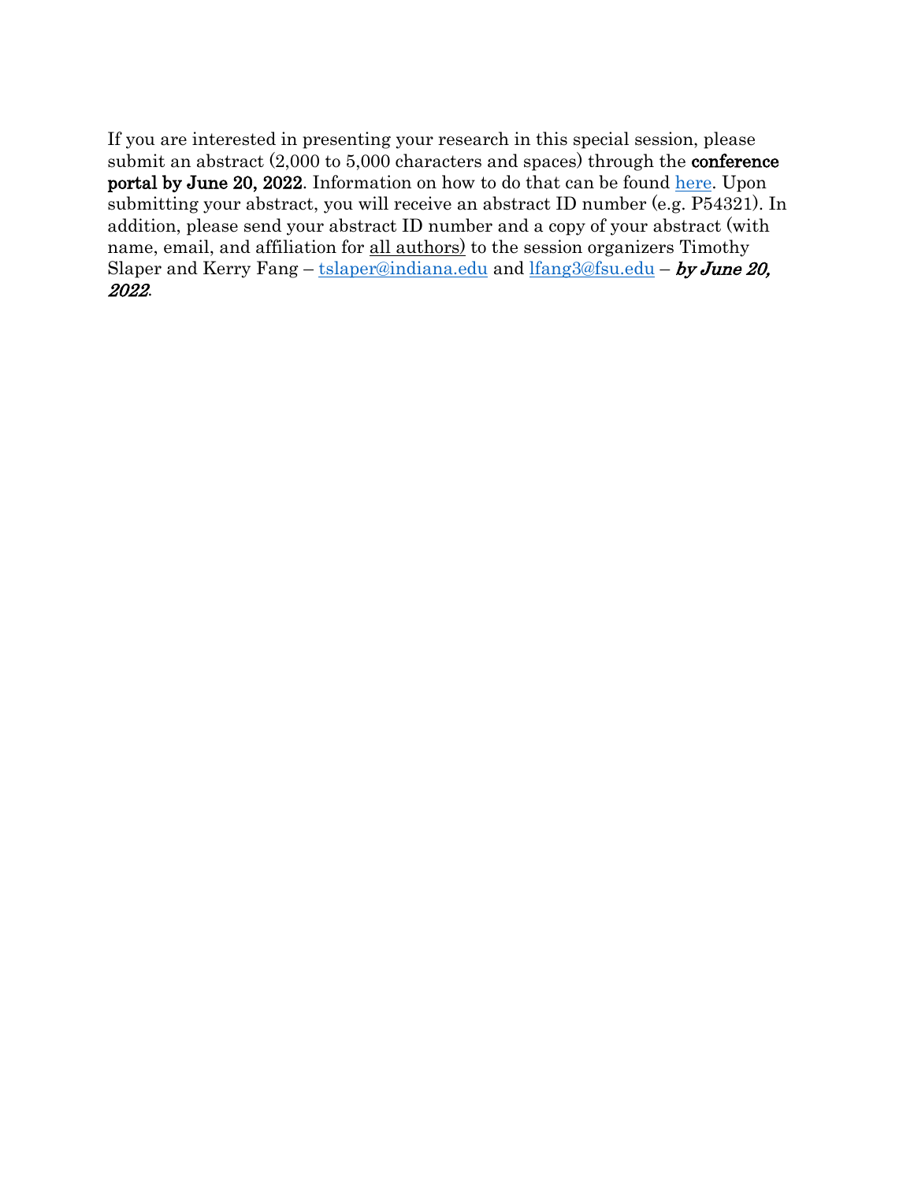If you are interested in presenting your research in this special session, please submit an abstract (2,000 to 5,000 characters and spaces) through the **conference portal by June 20, 2022**. Information on how to do that can be found here. Upon submitting your abstract, you will receive an abstract ID number (e.g. P54321). In addition, please send your abstract ID number and a copy of your abstract (with name, email, and affiliation for all authors) to the session organizers Timothy Slaper and Kerry Fang – tslaper@indiana.edu and lfang3@fsu.edu – ***by June 20, 2022***.